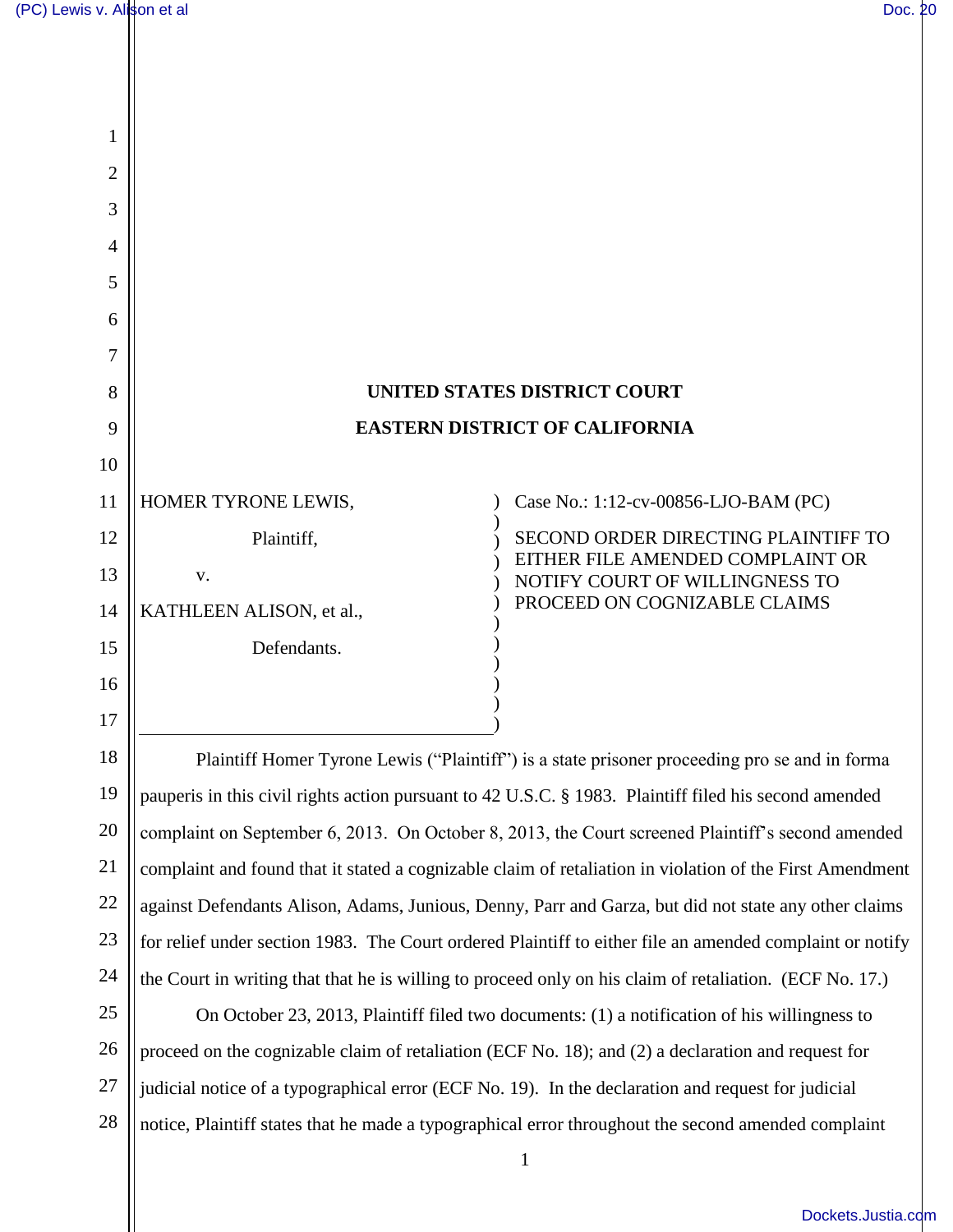**UNITED STATES DISTRICT COURT**

**EASTERN DISTRICT OF CALIFORNIA**

| | |
|---|---|
| HOMER TYRONE LEWIS,<br><br>Plaintiff,<br><br>v.<br><br>KATHLEEN ALISON, et al.,<br><br>Defendants. | Case No.: 1:12-cv-00856-LJO-BAM (PC)<br><br>SECOND ORDER DIRECTING PLAINTIFF TO EITHER FILE AMENDED COMPLAINT OR NOTIFY COURT OF WILLINGNESS TO PROCEED ON COGNIZABLE CLAIMS |

Plaintiff Homer Tyrone Lewis ("Plaintiff") is a state prisoner proceeding pro se and in forma pauperis in this civil rights action pursuant to 42 U.S.C. § 1983. Plaintiff filed his second amended complaint on September 6, 2013. On October 8, 2013, the Court screened Plaintiff's second amended complaint and found that it stated a cognizable claim of retaliation in violation of the First Amendment against Defendants Alison, Adams, Junious, Denny, Parr and Garza, but did not state any other claims for relief under section 1983. The Court ordered Plaintiff to either file an amended complaint or notify the Court in writing that that he is willing to proceed only on his claim of retaliation. (ECF No. 17.)

On October 23, 2013, Plaintiff filed two documents: (1) a notification of his willingness to proceed on the cognizable claim of retaliation (ECF No. 18); and (2) a declaration and request for judicial notice of a typographical error (ECF No. 19). In the declaration and request for judicial notice, Plaintiff states that he made a typographical error throughout the second amended complaint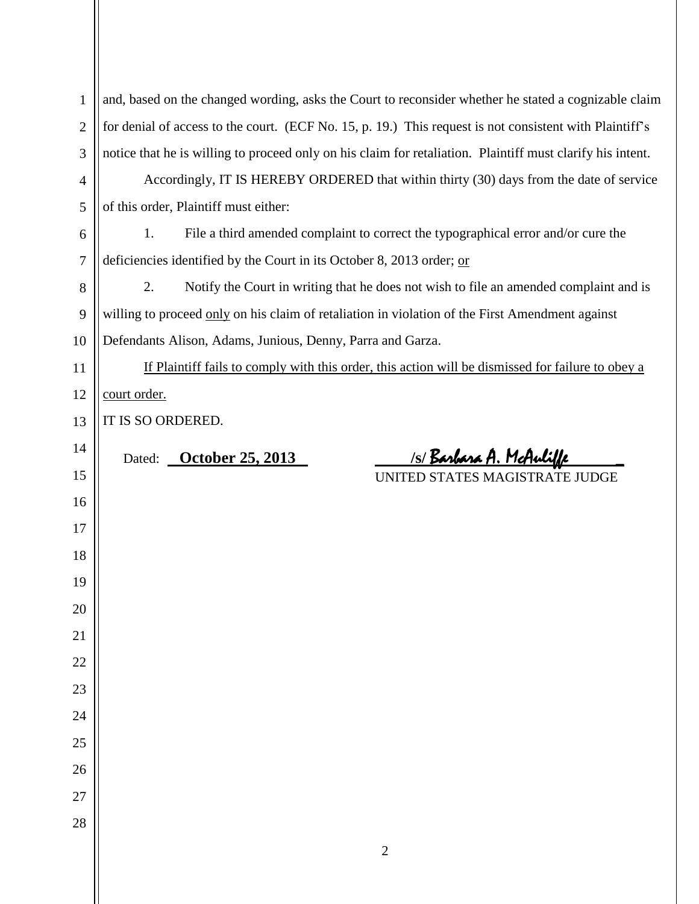and, based on the changed wording, asks the Court to reconsider whether he stated a cognizable claim for denial of access to the court. (ECF No. 15, p. 19.) This request is not consistent with Plaintiff's notice that he is willing to proceed only on his claim for retaliation. Plaintiff must clarify his intent.

Accordingly, IT IS HEREBY ORDERED that within thirty (30) days from the date of service of this order, Plaintiff must either:

1. File a third amended complaint to correct the typographical error and/or cure the deficiencies identified by the Court in its October 8, 2013 order; or

2. Notify the Court in writing that he does not wish to file an amended complaint and is willing to proceed only on his claim of retaliation in violation of the First Amendment against Defendants Alison, Adams, Junious, Denny, Parra and Garza.

If Plaintiff fails to comply with this order, this action will be dismissed for failure to obey a court order.

IT IS SO ORDERED.

Dated: **October 25, 2013**

/s/ Barbara A. McAuliffe
UNITED STATES MAGISTRATE JUDGE